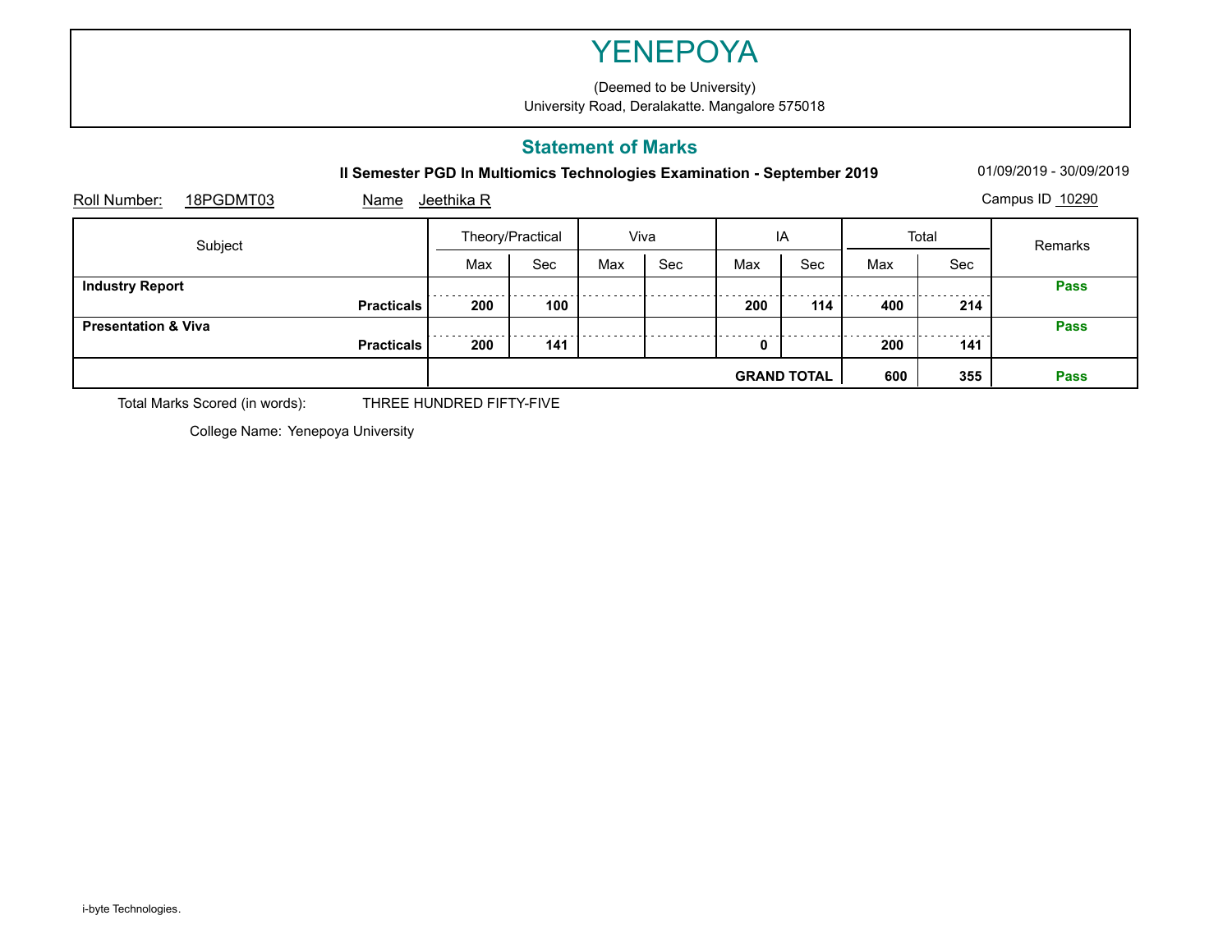# YENEPOYA

(Deemed to be University)
University Road, Deralakatte. Mangalore 575018

## Statement of Marks

**II Semester PGD In Multiomics Technologies Examination - September 2019**

01/09/2019 - 30/09/2019

Roll Number: 18PGDMT03    Name Jeethika R    Campus ID 10290

| Subject | | Theory/Practical | | Viva | | IA | | Total | | Remarks |
|---|---|---|---|---|---|---|---|---|---|---|
| | | Max | Sec | Max | Sec | Max | Sec | Max | Sec | |
| **Industry Report** | | | | | | | | | | **Pass** |
| | **Practicals** | **200** | **100** | | | **200** | **114** | **400** | **214** | |
| **Presentation & Viva** | | | | | | | | | | **Pass** |
| | **Practicals** | **200** | **141** | | | **0** | | **200** | **141** | |
| | | | | | | **GRAND TOTAL** | | **600** | **355** | **Pass** |

Total Marks Scored (in words): THREE HUNDRED FIFTY-FIVE

College Name: Yenepoya University

i-byte Technologies.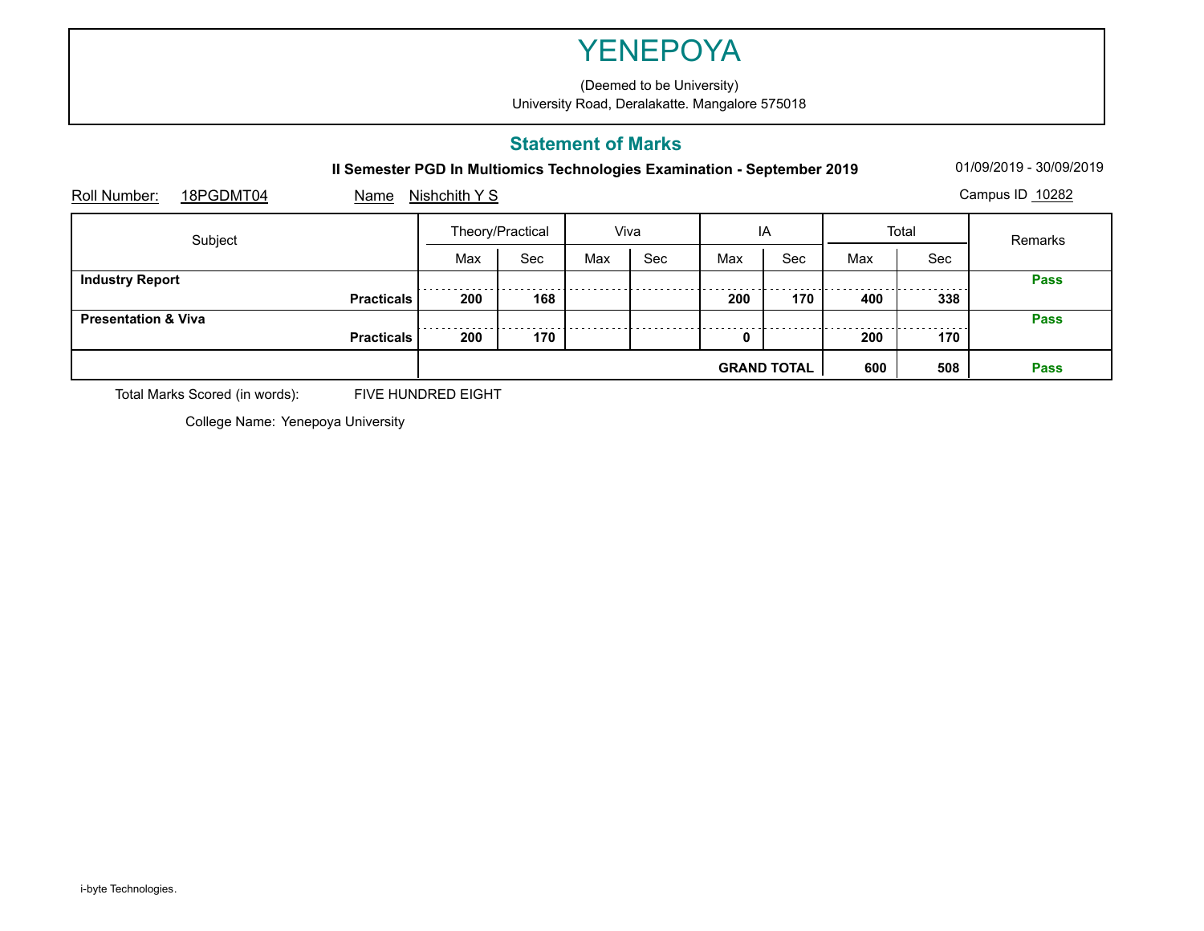# YENEPOYA

(Deemed to be University)
University Road, Deralakatte. Mangalore 575018

## Statement of Marks

**II Semester PGD In Multiomics Technologies Examination - September 2019**

01/09/2019 - 30/09/2019

Roll Number: 18PGDMT04 Name Nishchith Y S Campus ID 10282

| Subject | | Theory/Practical | | Viva | | IA | | Total | | Remarks |
|---|---|---|---|---|---|---|---|---|---|---|
| | | Max | Sec | Max | Sec | Max | Sec | Max | Sec | |
| **Industry Report** | **Practicals** | **200** | **168** | | | **200** | **170** | **400** | **338** | **Pass** |
| **Presentation & Viva** | **Practicals** | **200** | **170** | | | **0** | | **200** | **170** | **Pass** |
| | | | | | | **GRAND TOTAL** | | **600** | **508** | **Pass** |

Total Marks Scored (in words): FIVE HUNDRED EIGHT

College Name: Yenepoya University

i-byte Technologies.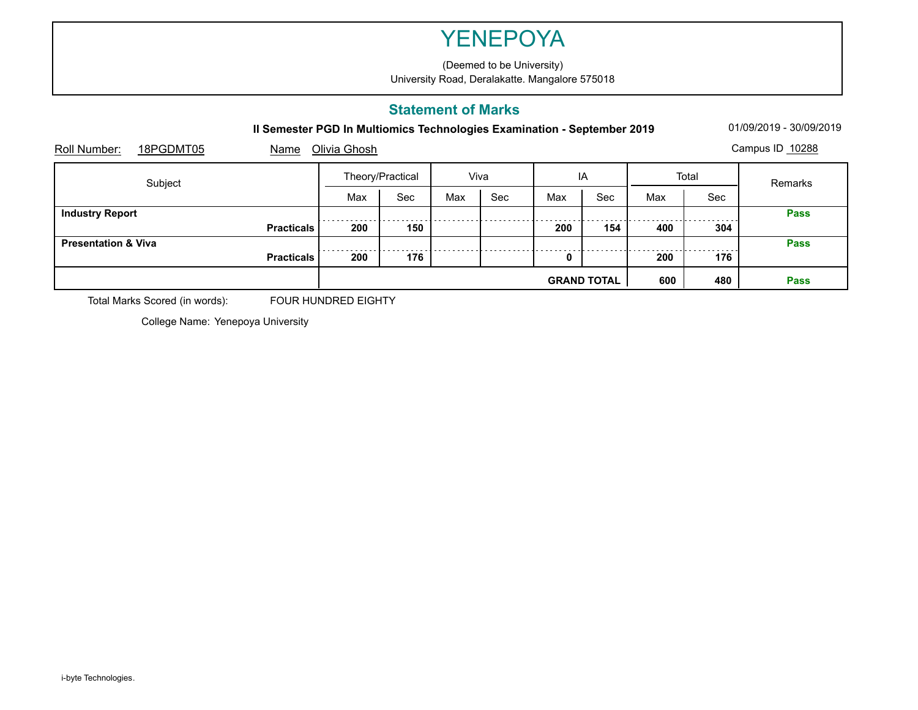# YENEPOYA

(Deemed to be University)
University Road, Deralakatte. Mangalore 575018

## Statement of Marks

**II Semester PGD In Multiomics Technologies Examination - September 2019**

01/09/2019 - 30/09/2019

Roll Number: 18PGDMT05 Name Olivia Ghosh Campus ID 10288

| Subject | | Theory/Practical | | Viva | | IA | | Total | | Remarks |
|---|---|---|---|---|---|---|---|---|---|---|
| | | Max | Sec | Max | Sec | Max | Sec | Max | Sec | |
| **Industry Report** | | | | | | | | | | **Pass** |
| | **Practicals** | **200** | **150** | | | **200** | **154** | **400** | **304** | |
| **Presentation & Viva** | | | | | | | | | | **Pass** |
| | **Practicals** | **200** | **176** | | | **0** | | **200** | **176** | |
| | | | | | | **GRAND TOTAL** | | **600** | **480** | **Pass** |

Total Marks Scored (in words): FOUR HUNDRED EIGHTY

College Name: Yenepoya University

i-byte Technologies.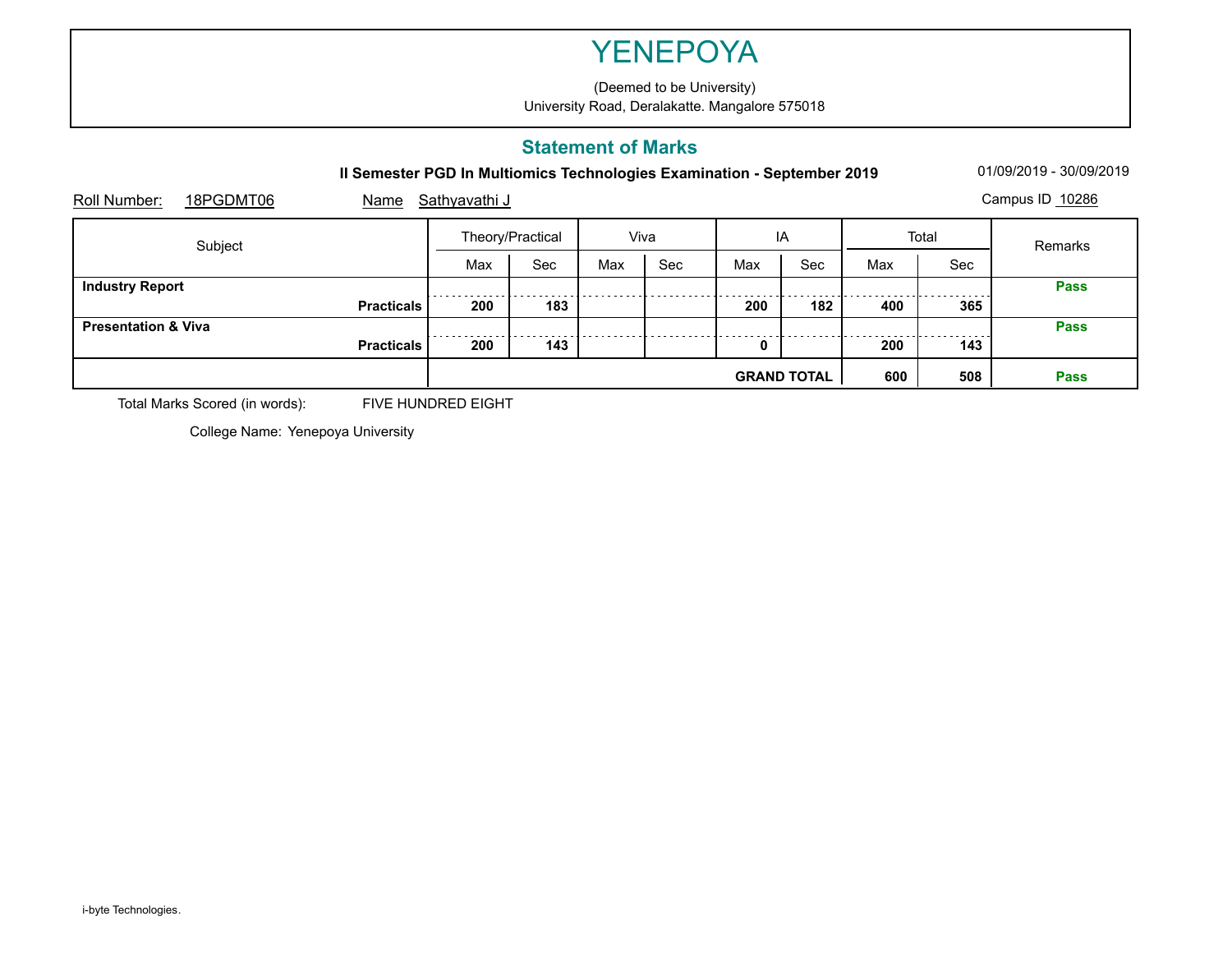# YENEPOYA

(Deemed to be University)
University Road, Deralakatte. Mangalore 575018

## Statement of Marks

**II Semester PGD In Multiomics Technologies Examination - September 2019**

01/09/2019 - 30/09/2019

Roll Number: 18PGDMT06 Name Sathyavathi J Campus ID 10286

| Subject | | Theory/Practical | | Viva | | IA | | Total | | Remarks |
|---|---|---|---|---|---|---|---|---|---|---|
| | | Max | Sec | Max | Sec | Max | Sec | Max | Sec | |
| **Industry Report** | | | | | | | | | | **Pass** |
| | **Practicals** | **200** | **183** | | | **200** | **182** | **400** | **365** | |
| **Presentation & Viva** | | | | | | | | | | **Pass** |
| | **Practicals** | **200** | **143** | | | **0** | | **200** | **143** | |
| | | | | | | **GRAND TOTAL** | | **600** | **508** | **Pass** |

Total Marks Scored (in words): FIVE HUNDRED EIGHT

College Name: Yenepoya University

i-byte Technologies.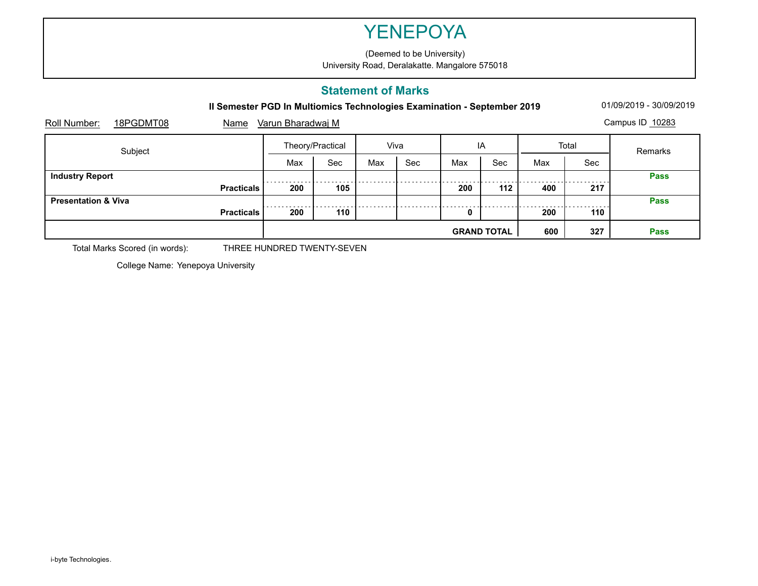# YENEPOYA

(Deemed to be University)
University Road, Deralakatte. Mangalore 575018

## Statement of Marks

**II Semester PGD In Multiomics Technologies Examination - September 2019**

01/09/2019 - 30/09/2019

Roll Number: 18PGDMT08 Name Varun Bharadwaj M Campus ID 10283

| Subject | Theory/Practical | | Viva | | IA | | Total | | Remarks |
|---|---|---|---|---|---|---|---|---|---|
| | Max | Sec | Max | Sec | Max | Sec | Max | Sec | |
| **Industry Report** | | | | | | | | | **Pass** |
| **Practicals** | **200** | **105** | | | **200** | **112** | **400** | **217** | |
| **Presentation & Viva** | | | | | | | | | **Pass** |
| **Practicals** | **200** | **110** | | | **0** | | **200** | **110** | |
| | | | | | **GRAND TOTAL** | | **600** | **327** | **Pass** |

Total Marks Scored (in words): THREE HUNDRED TWENTY-SEVEN

College Name: Yenepoya University

i-byte Technologies.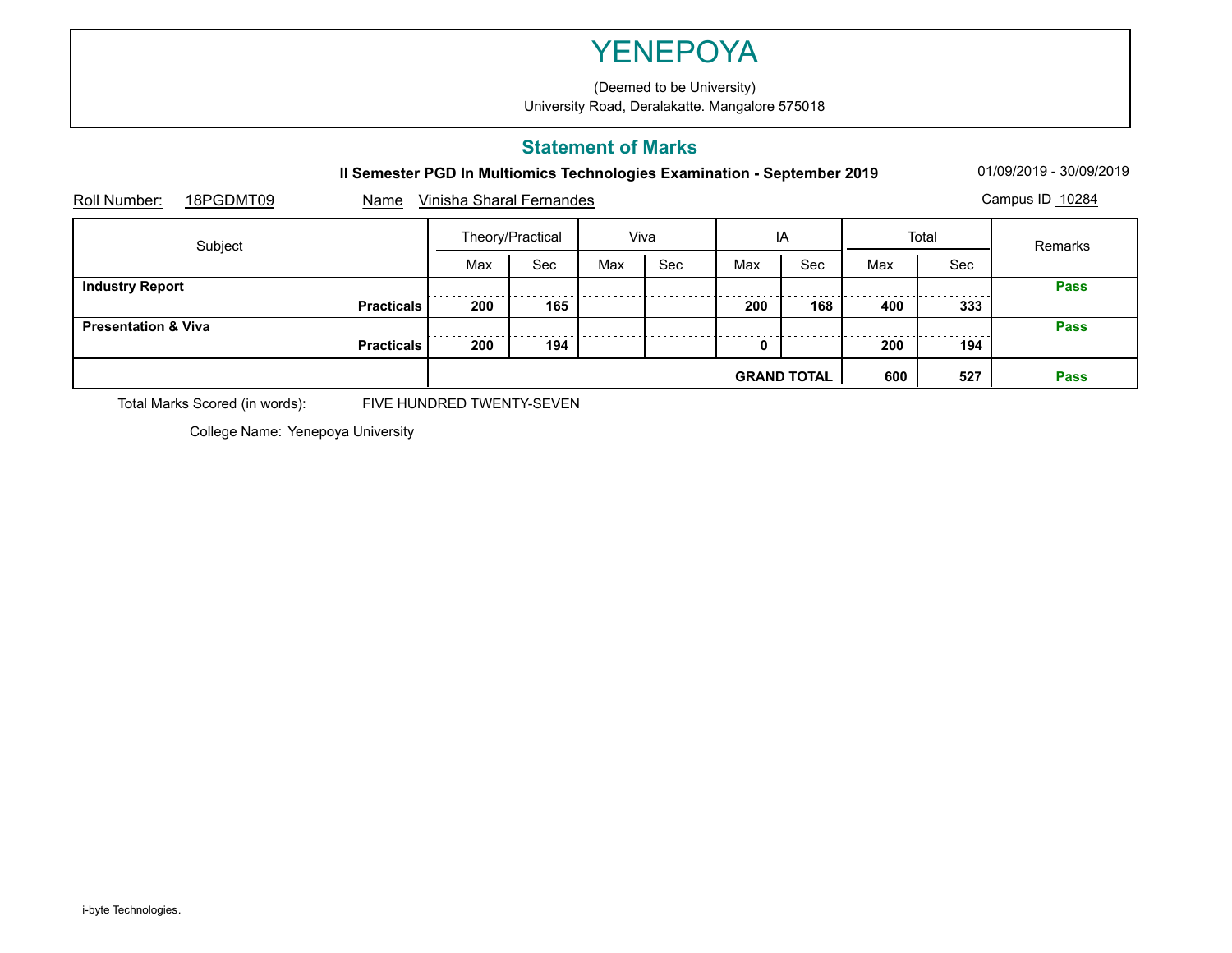# YENEPOYA

(Deemed to be University)
University Road, Deralakatte. Mangalore 575018

## Statement of Marks

**II Semester PGD In Multiomics Technologies Examination - September 2019**

01/09/2019 - 30/09/2019

Roll Number: 18PGDMT09 Name Vinisha Sharal Fernandes Campus ID 10284

| Subject | | Theory/Practical | | Viva | | IA | | Total | | Remarks |
|---|---|---|---|---|---|---|---|---|---|---|
| | | Max | Sec | Max | Sec | Max | Sec | Max | Sec | |
| **Industry Report** | **Practicals** | **200** | **165** | | | **200** | **168** | **400** | **333** | **Pass** |
| **Presentation & Viva** | **Practicals** | **200** | **194** | | | **0** | | **200** | **194** | **Pass** |
| | | | | | | **GRAND TOTAL** | | **600** | **527** | **Pass** |

Total Marks Scored (in words): FIVE HUNDRED TWENTY-SEVEN

College Name: Yenepoya University

i-byte Technologies.